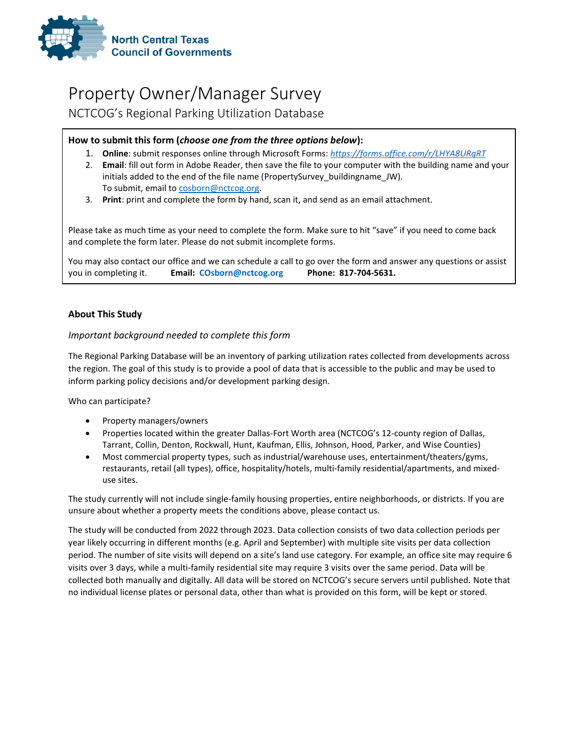North Central Texas
Council of Governments

# Property Owner/Manager Survey

## NCTCOG's Regional Parking Utilization Database

**How to submit this form (*choose one from the three options below*):**

1. **Online**: submit responses online through Microsoft Forms: *https://forms.office.com/r/LHYA8URqRT*
2. **Email**: fill out form in Adobe Reader, then save the file to your computer with the building name and your initials added to the end of the file name (PropertySurvey_buildingname_JW).
   To submit, email to cosborn@nctcog.org.
3. **Print**: print and complete the form by hand, scan it, and send as an email attachment.

Please take as much time as your need to complete the form. Make sure to hit "save" if you need to come back and complete the form later. Please do not submit incomplete forms.

You may also contact our office and we can schedule a call to go over the form and answer any questions or assist you in completing it. **Email: COsborn@nctcog.org** **Phone: 817-704-5631.**

### About This Study

*Important background needed to complete this form*

The Regional Parking Database will be an inventory of parking utilization rates collected from developments across the region. The goal of this study is to provide a pool of data that is accessible to the public and may be used to inform parking policy decisions and/or development parking design.

Who can participate?

- Property managers/owners
- Properties located within the greater Dallas-Fort Worth area (NCTCOG's 12-county region of Dallas, Tarrant, Collin, Denton, Rockwall, Hunt, Kaufman, Ellis, Johnson, Hood, Parker, and Wise Counties)
- Most commercial property types, such as industrial/warehouse uses, entertainment/theaters/gyms, restaurants, retail (all types), office, hospitality/hotels, multi-family residential/apartments, and mixed-use sites.

The study currently will not include single-family housing properties, entire neighborhoods, or districts. If you are unsure about whether a property meets the conditions above, please contact us.

The study will be conducted from 2022 through 2023. Data collection consists of two data collection periods per year likely occurring in different months (e.g. April and September) with multiple site visits per data collection period. The number of site visits will depend on a site's land use category. For example, an office site may require 6 visits over 3 days, while a multi-family residential site may require 3 visits over the same period. Data will be collected both manually and digitally. All data will be stored on NCTCOG's secure servers until published. Note that no individual license plates or personal data, other than what is provided on this form, will be kept or stored.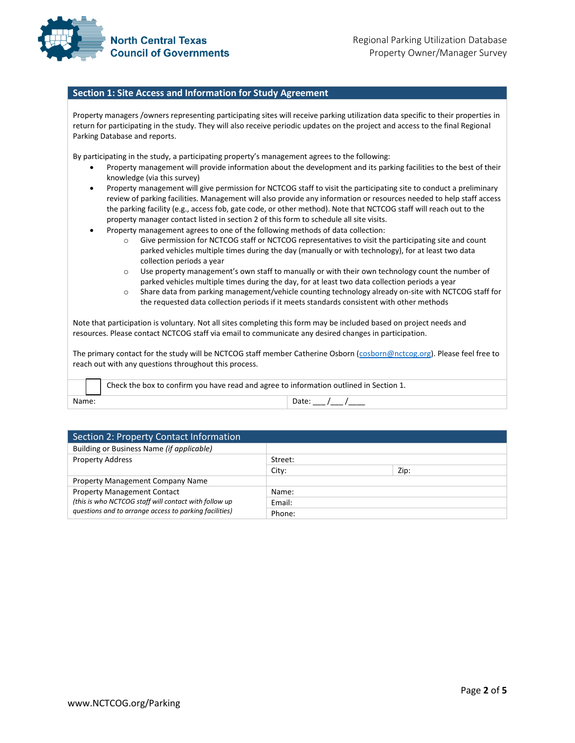## Section 1: Site Access and Information for Study Agreement

Property managers /owners representing participating sites will receive parking utilization data specific to their properties in return for participating in the study. They will also receive periodic updates on the project and access to the final Regional Parking Database and reports.

By participating in the study, a participating property's management agrees to the following:

- Property management will provide information about the development and its parking facilities to the best of their knowledge (via this survey)
- Property management will give permission for NCTCOG staff to visit the participating site to conduct a preliminary review of parking facilities. Management will also provide any information or resources needed to help staff access the parking facility (e.g., access fob, gate code, or other method). Note that NCTCOG staff will reach out to the property manager contact listed in section 2 of this form to schedule all site visits.
- Property management agrees to one of the following methods of data collection:
  - Give permission for NCTCOG staff or NCTCOG representatives to visit the participating site and count parked vehicles multiple times during the day (manually or with technology), for at least two data collection periods a year
  - Use property management's own staff to manually or with their own technology count the number of parked vehicles multiple times during the day, for at least two data collection periods a year
  - Share data from parking management/vehicle counting technology already on-site with NCTCOG staff for the requested data collection periods if it meets standards consistent with other methods

Note that participation is voluntary. Not all sites completing this form may be included based on project needs and resources. Please contact NCTCOG staff via email to communicate any desired changes in participation.

The primary contact for the study will be NCTCOG staff member Catherine Osborn (cosborn@nctcog.org). Please feel free to reach out with any questions throughout this process.

| ☐ | Check the box to confirm you have read and agree to information outlined in Section 1. |
|---|---|
| Name: | Date: ___/___/____ |

## Section 2: Property Contact Information

| Field | | |
|---|---|---|
| Building or Business Name *(if applicable)* | | |
| Property Address | Street: | |
| | City: | Zip: |
| Property Management Company Name | | |
| Property Management Contact *(this is who NCTCOG staff will contact with follow up questions and to arrange access to parking facilities)* | Name: | |
| | Email: | |
| | Phone: | |

www.NCTCOG.org/Parking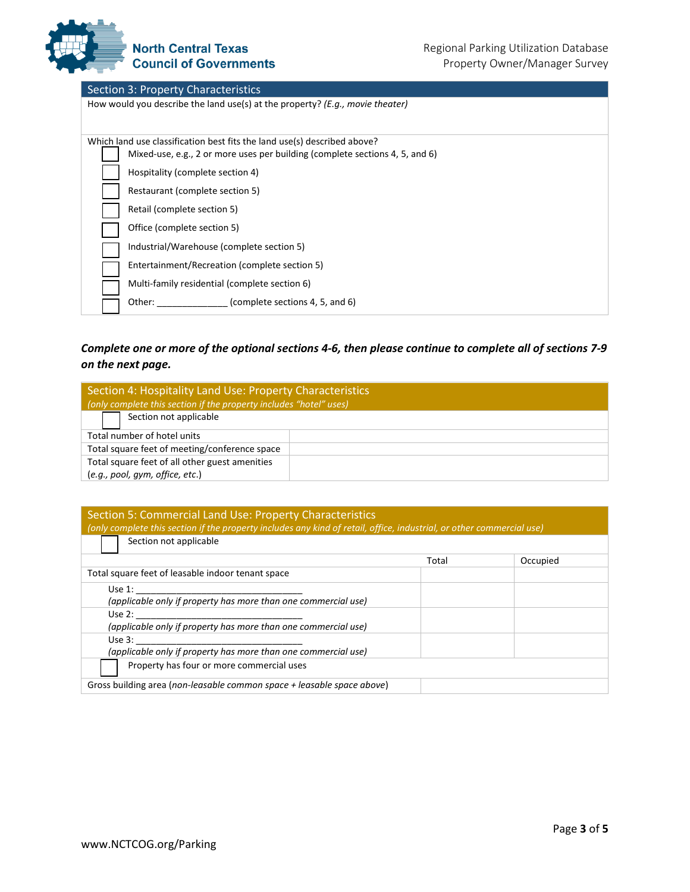## Section 3: Property Characteristics

How would you describe the land use(s) at the property? *(E.g., movie theater)*

Which land use classification best fits the land use(s) described above?

- ☐ Mixed-use, e.g., 2 or more uses per building (complete sections 4, 5, and 6)
- ☐ Hospitality (complete section 4)
- ☐ Restaurant (complete section 5)
- ☐ Retail (complete section 5)
- ☐ Office (complete section 5)
- ☐ Industrial/Warehouse (complete section 5)
- ☐ Entertainment/Recreation (complete section 5)
- ☐ Multi-family residential (complete section 6)
- ☐ Other: ______________ (complete sections 4, 5, and 6)

***Complete one or more of the optional sections 4-6, then please continue to complete all of sections 7-9 on the next page.***

## Section 4: Hospitality Land Use: Property Characteristics

*(only complete this section if the property includes "hotel" uses)*

☐ Section not applicable

| | |
|---|---|
| Total number of hotel units | |
| Total square feet of meeting/conference space | |
| Total square feet of all other guest amenities (*e.g., pool, gym, office, etc.*) | |

## Section 5: Commercial Land Use: Property Characteristics

*(only complete this section if the property includes any kind of retail, office, industrial, or other commercial use)*

☐ Section not applicable

| | Total | Occupied |
|---|---|---|
| Total square feet of leasable indoor tenant space | | |
| Use 1: ________________________________ *(applicable only if property has more than one commercial use)* | | |
| Use 2: ________________________________ *(applicable only if property has more than one commercial use)* | | |
| Use 3: ________________________________ *(applicable only if property has more than one commercial use)* | | |
| ☐ Property has four or more commercial uses | | |
| Gross building area (*non-leasable common space + leasable space above*) | | |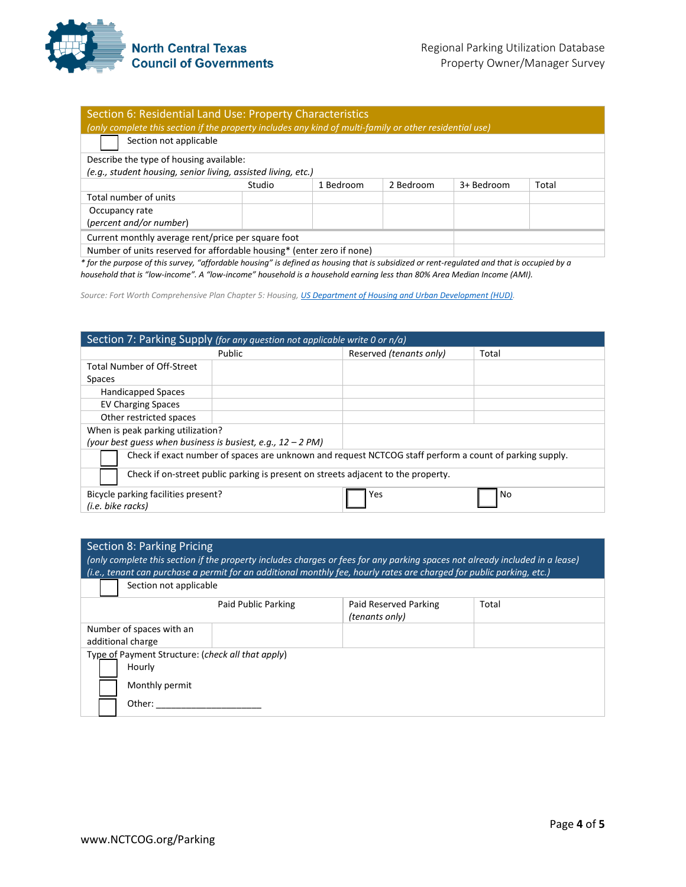## Section 6: Residential Land Use: Property Characteristics

*(only complete this section if the property includes any kind of multi-family or other residential use)*

☐ Section not applicable

Describe the type of housing available:
*(e.g., student housing, senior living, assisted living, etc.)*

| | Studio | 1 Bedroom | 2 Bedroom | 3+ Bedroom | Total |
|---|---|---|---|---|---|
| Total number of units | | | | | |
| Occupancy rate (*percent and/or number*) | | | | | |

| | |
|---|---|
| Current monthly average rent/price per square foot | |
| Number of units reserved for affordable housing* (enter zero if none) | |

*\* for the purpose of this survey, "affordable housing" is defined as housing that is subsidized or rent-regulated and that is occupied by a household that is "low-income". A "low-income" household is a household earning less than 80% Area Median Income (AMI).*

*Source: Fort Worth Comprehensive Plan Chapter 5: Housing, US Department of Housing and Urban Development (HUD).*

## Section 7: Parking Supply *(for any question not applicable write 0 or n/a)*

| | Public | Reserved *(tenants only)* | Total |
|---|---|---|---|
| Total Number of Off-Street Spaces | | | |
| Handicapped Spaces | | | |
| EV Charging Spaces | | | |
| Other restricted spaces | | | |

When is peak parking utilization?
*(your best guess when business is busiest, e.g., 12 – 2 PM)*

☐ Check if exact number of spaces are unknown and request NCTCOG staff perform a count of parking supply.

☐ Check if on-street public parking is present on streets adjacent to the property.

Bicycle parking facilities present? *(i.e. bike racks)* ☐ Yes ☐ No

## Section 8: Parking Pricing

*(only complete this section if the property includes charges or fees for any parking spaces not already included in a lease)*
*(i.e., tenant can purchase a permit for an additional monthly fee, hourly rates are charged for public parking, etc.)*

☐ Section not applicable

| | Paid Public Parking | Paid Reserved Parking *(tenants only)* | Total |
|---|---|---|---|
| Number of spaces with an additional charge | | | |

Type of Payment Structure: *(check all that apply)*

☐ Hourly

☐ Monthly permit

☐ Other: ____________________

www.NCTCOG.org/Parking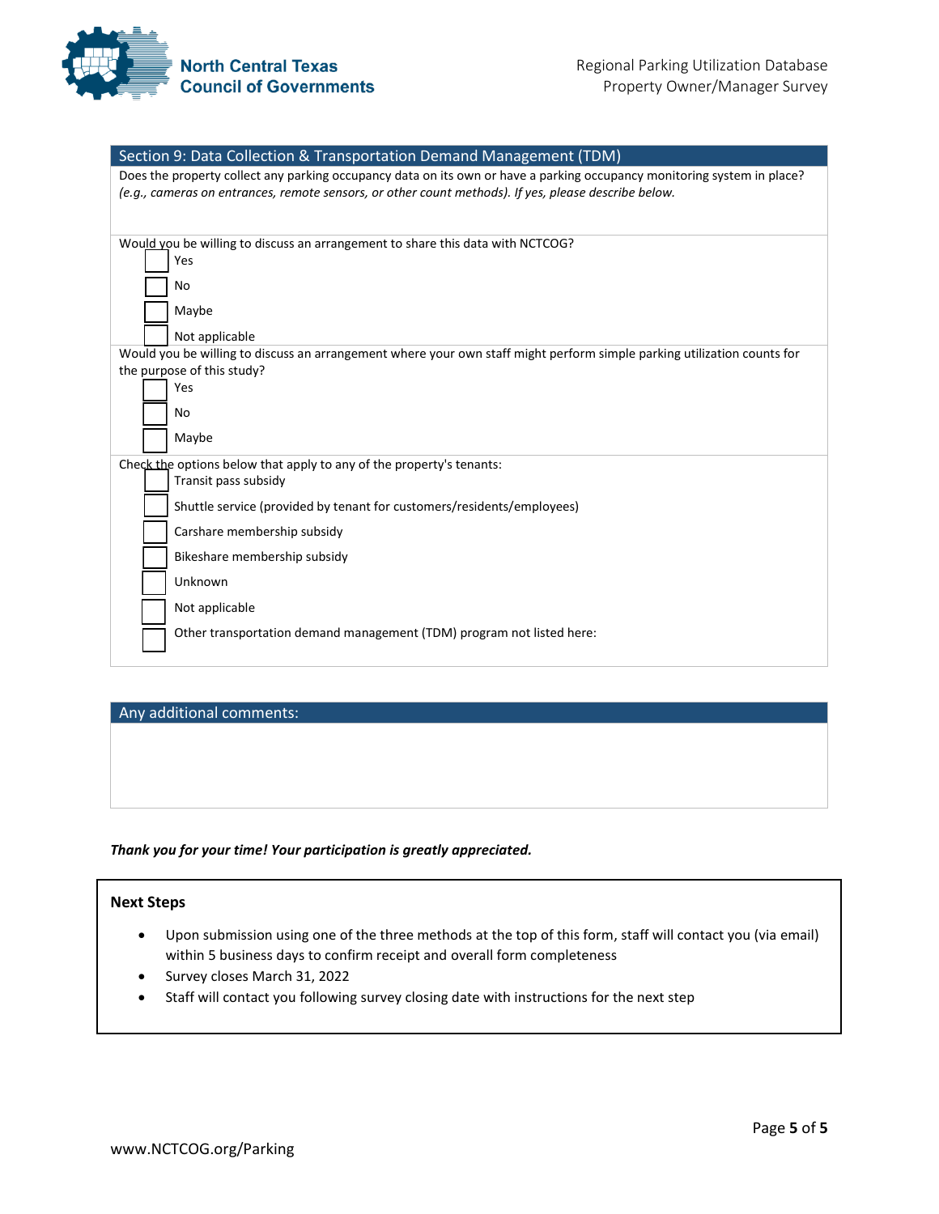## Section 9: Data Collection & Transportation Demand Management (TDM)

Does the property collect any parking occupancy data on its own or have a parking occupancy monitoring system in place? *(e.g., cameras on entrances, remote sensors, or other count methods). If yes, please describe below.*

Would you be willing to discuss an arrangement to share this data with NCTCOG?

- ☐ Yes
- ☐ No
- ☐ Maybe
- ☐ Not applicable

Would you be willing to discuss an arrangement where your own staff might perform simple parking utilization counts for the purpose of this study?

- ☐ Yes
- ☐ No
- ☐ Maybe

Check the options below that apply to any of the property's tenants:

- ☐ Transit pass subsidy
- ☐ Shuttle service (provided by tenant for customers/residents/employees)
- ☐ Carshare membership subsidy
- ☐ Bikeshare membership subsidy
- ☐ Unknown
- ☐ Not applicable
- ☐ Other transportation demand management (TDM) program not listed here:

## Any additional comments:

***Thank you for your time! Your participation is greatly appreciated.***

**Next Steps**

- Upon submission using one of the three methods at the top of this form, staff will contact you (via email) within 5 business days to confirm receipt and overall form completeness
- Survey closes March 31, 2022
- Staff will contact you following survey closing date with instructions for the next step

www.NCTCOG.org/Parking